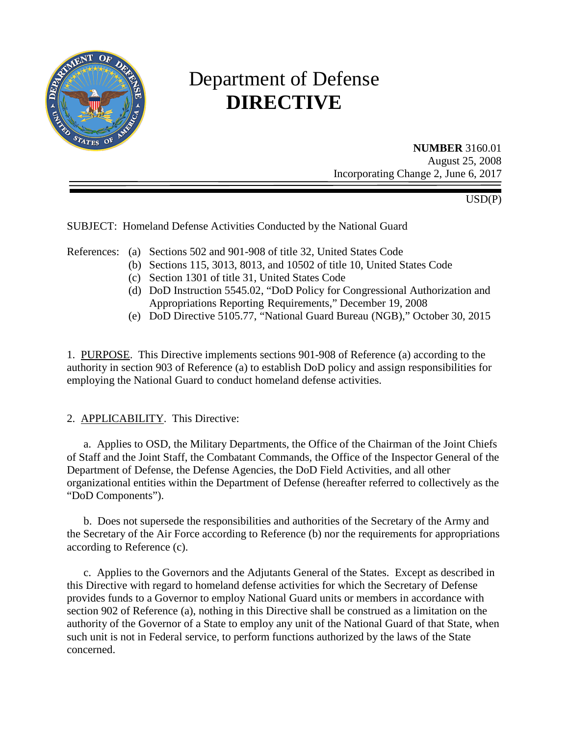# Department of Defense
# **DIRECTIVE**

**NUMBER** 3160.01
August 25, 2008
Incorporating Change 2, June 6, 2017

USD(P)

SUBJECT: Homeland Defense Activities Conducted by the National Guard

References:
(a) Sections 502 and 901-908 of title 32, United States Code
(b) Sections 115, 3013, 8013, and 10502 of title 10, United States Code
(c) Section 1301 of title 31, United States Code
(d) DoD Instruction 5545.02, "DoD Policy for Congressional Authorization and Appropriations Reporting Requirements," December 19, 2008
(e) DoD Directive 5105.77, "National Guard Bureau (NGB)," October 30, 2015

1. PURPOSE. This Directive implements sections 901-908 of Reference (a) according to the authority in section 903 of Reference (a) to establish DoD policy and assign responsibilities for employing the National Guard to conduct homeland defense activities.

2. APPLICABILITY. This Directive:

a. Applies to OSD, the Military Departments, the Office of the Chairman of the Joint Chiefs of Staff and the Joint Staff, the Combatant Commands, the Office of the Inspector General of the Department of Defense, the Defense Agencies, the DoD Field Activities, and all other organizational entities within the Department of Defense (hereafter referred to collectively as the "DoD Components").

b. Does not supersede the responsibilities and authorities of the Secretary of the Army and the Secretary of the Air Force according to Reference (b) nor the requirements for appropriations according to Reference (c).

c. Applies to the Governors and the Adjutants General of the States. Except as described in this Directive with regard to homeland defense activities for which the Secretary of Defense provides funds to a Governor to employ National Guard units or members in accordance with section 902 of Reference (a), nothing in this Directive shall be construed as a limitation on the authority of the Governor of a State to employ any unit of the National Guard of that State, when such unit is not in Federal service, to perform functions authorized by the laws of the State concerned.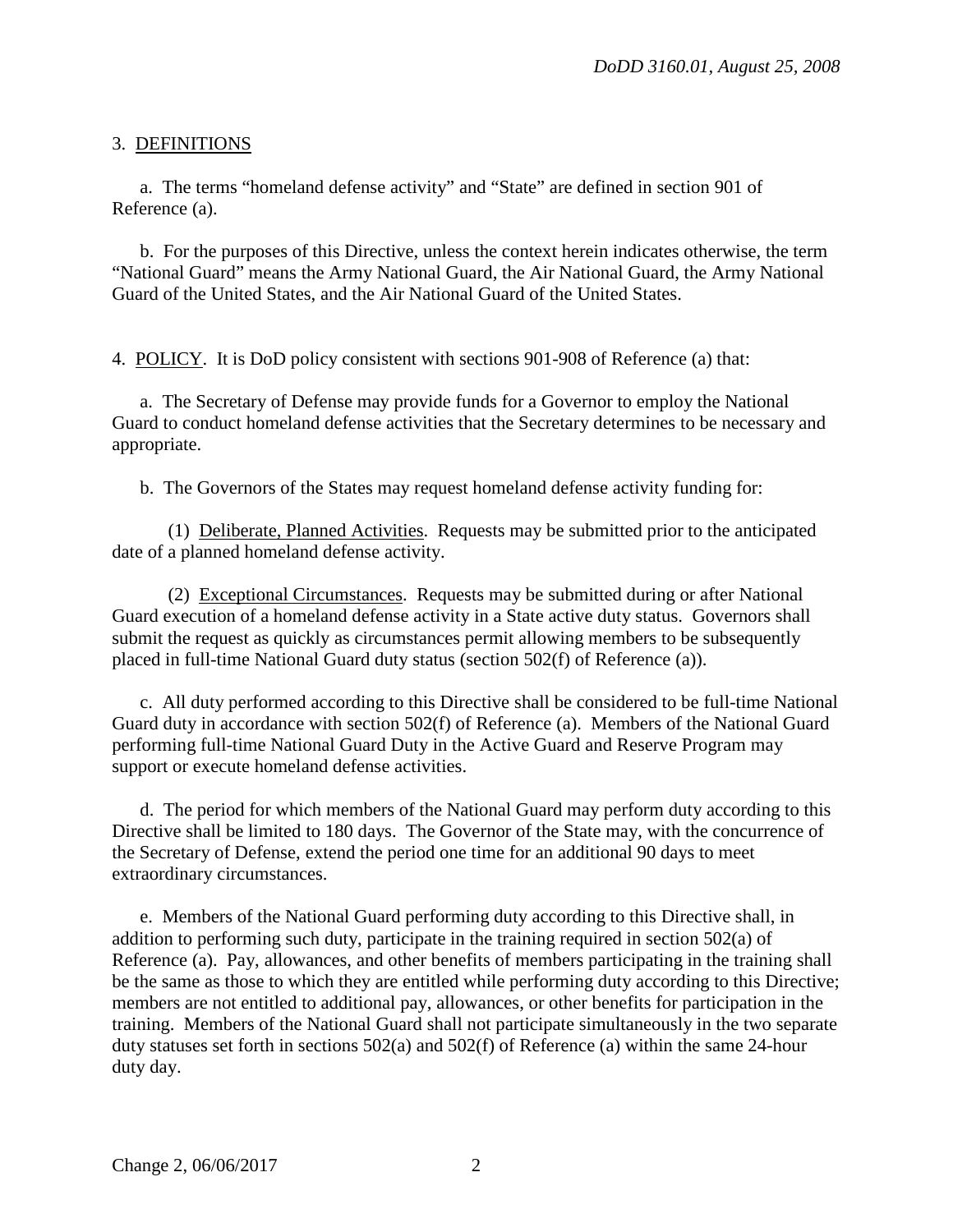## 3. DEFINITIONS

a. The terms "homeland defense activity" and "State" are defined in section 901 of Reference (a).

b. For the purposes of this Directive, unless the context herein indicates otherwise, the term "National Guard" means the Army National Guard, the Air National Guard, the Army National Guard of the United States, and the Air National Guard of the United States.

## 4. POLICY. It is DoD policy consistent with sections 901-908 of Reference (a) that:

a. The Secretary of Defense may provide funds for a Governor to employ the National Guard to conduct homeland defense activities that the Secretary determines to be necessary and appropriate.

b. The Governors of the States may request homeland defense activity funding for:

(1) Deliberate, Planned Activities. Requests may be submitted prior to the anticipated date of a planned homeland defense activity.

(2) Exceptional Circumstances. Requests may be submitted during or after National Guard execution of a homeland defense activity in a State active duty status. Governors shall submit the request as quickly as circumstances permit allowing members to be subsequently placed in full-time National Guard duty status (section 502(f) of Reference (a)).

c. All duty performed according to this Directive shall be considered to be full-time National Guard duty in accordance with section 502(f) of Reference (a). Members of the National Guard performing full-time National Guard Duty in the Active Guard and Reserve Program may support or execute homeland defense activities.

d. The period for which members of the National Guard may perform duty according to this Directive shall be limited to 180 days. The Governor of the State may, with the concurrence of the Secretary of Defense, extend the period one time for an additional 90 days to meet extraordinary circumstances.

e. Members of the National Guard performing duty according to this Directive shall, in addition to performing such duty, participate in the training required in section 502(a) of Reference (a). Pay, allowances, and other benefits of members participating in the training shall be the same as those to which they are entitled while performing duty according to this Directive; members are not entitled to additional pay, allowances, or other benefits for participation in the training. Members of the National Guard shall not participate simultaneously in the two separate duty statuses set forth in sections 502(a) and 502(f) of Reference (a) within the same 24-hour duty day.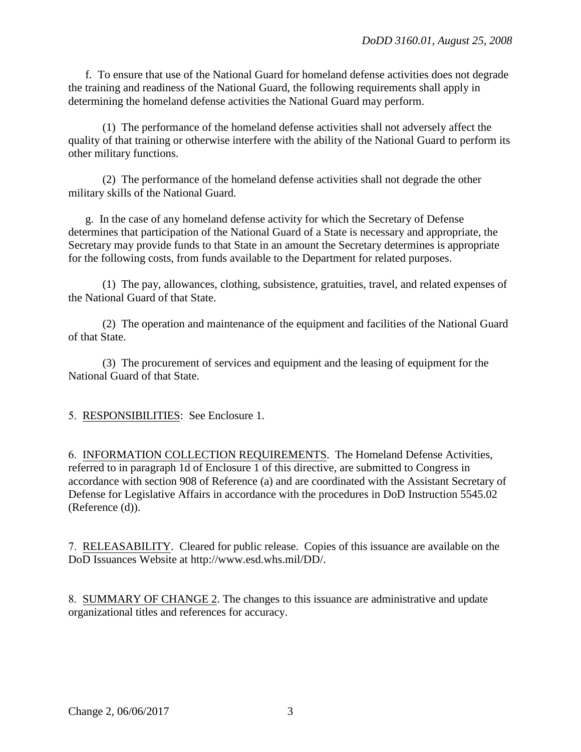f. To ensure that use of the National Guard for homeland defense activities does not degrade the training and readiness of the National Guard, the following requirements shall apply in determining the homeland defense activities the National Guard may perform.

(1) The performance of the homeland defense activities shall not adversely affect the quality of that training or otherwise interfere with the ability of the National Guard to perform its other military functions.

(2) The performance of the homeland defense activities shall not degrade the other military skills of the National Guard.

g. In the case of any homeland defense activity for which the Secretary of Defense determines that participation of the National Guard of a State is necessary and appropriate, the Secretary may provide funds to that State in an amount the Secretary determines is appropriate for the following costs, from funds available to the Department for related purposes.

(1) The pay, allowances, clothing, subsistence, gratuities, travel, and related expenses of the National Guard of that State.

(2) The operation and maintenance of the equipment and facilities of the National Guard of that State.

(3) The procurement of services and equipment and the leasing of equipment for the National Guard of that State.

5. RESPONSIBILITIES: See Enclosure 1.

6. INFORMATION COLLECTION REQUIREMENTS. The Homeland Defense Activities, referred to in paragraph 1d of Enclosure 1 of this directive, are submitted to Congress in accordance with section 908 of Reference (a) and are coordinated with the Assistant Secretary of Defense for Legislative Affairs in accordance with the procedures in DoD Instruction 5545.02 (Reference (d)).

7. RELEASABILITY. Cleared for public release. Copies of this issuance are available on the DoD Issuances Website at http://www.esd.whs.mil/DD/.

8. SUMMARY OF CHANGE 2. The changes to this issuance are administrative and update organizational titles and references for accuracy.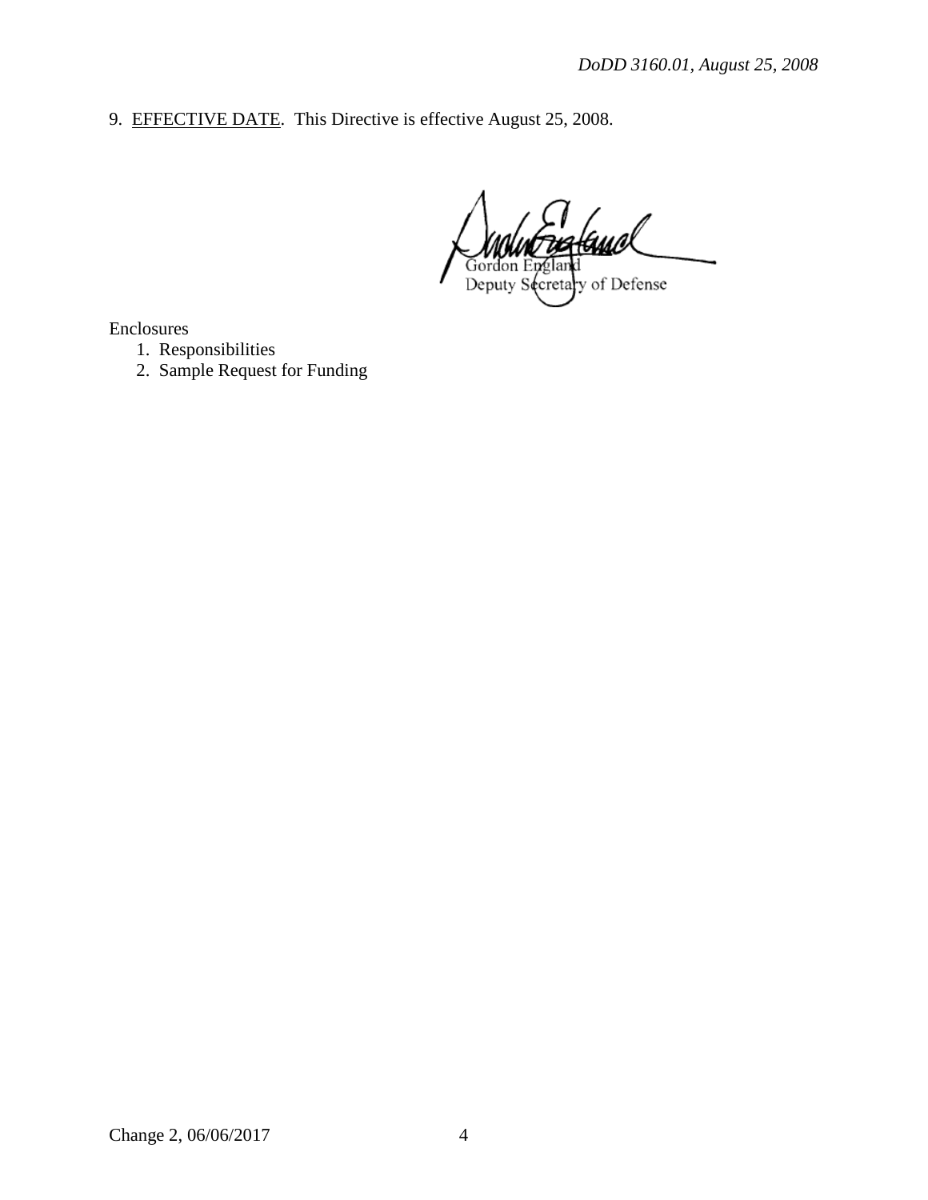9. <u>EFFECTIVE DATE</u>. This Directive is effective August 25, 2008.

Gordon England
Deputy Secretary of Defense

Enclosures
1. Responsibilities
2. Sample Request for Funding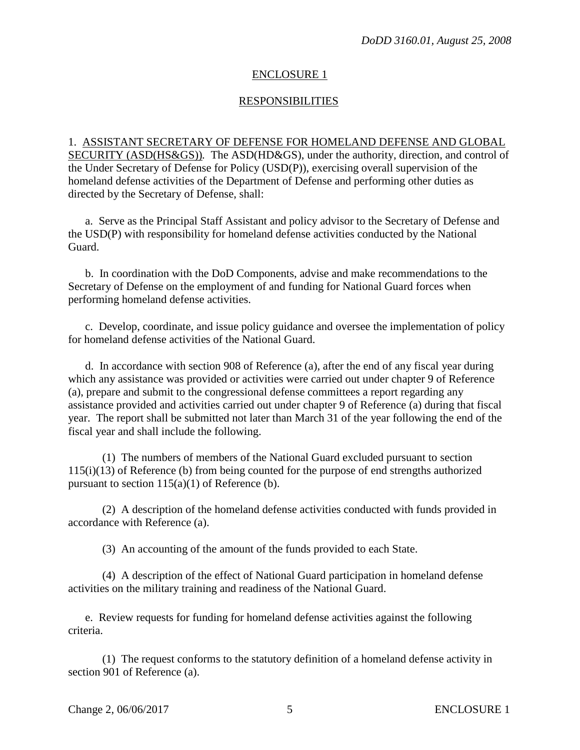ENCLOSURE 1

RESPONSIBILITIES

1. ASSISTANT SECRETARY OF DEFENSE FOR HOMELAND DEFENSE AND GLOBAL SECURITY (ASD(HS&GS)). The ASD(HD&GS), under the authority, direction, and control of the Under Secretary of Defense for Policy (USD(P)), exercising overall supervision of the homeland defense activities of the Department of Defense and performing other duties as directed by the Secretary of Defense, shall:

a. Serve as the Principal Staff Assistant and policy advisor to the Secretary of Defense and the USD(P) with responsibility for homeland defense activities conducted by the National Guard.

b. In coordination with the DoD Components, advise and make recommendations to the Secretary of Defense on the employment of and funding for National Guard forces when performing homeland defense activities.

c. Develop, coordinate, and issue policy guidance and oversee the implementation of policy for homeland defense activities of the National Guard.

d. In accordance with section 908 of Reference (a), after the end of any fiscal year during which any assistance was provided or activities were carried out under chapter 9 of Reference (a), prepare and submit to the congressional defense committees a report regarding any assistance provided and activities carried out under chapter 9 of Reference (a) during that fiscal year. The report shall be submitted not later than March 31 of the year following the end of the fiscal year and shall include the following.

(1) The numbers of members of the National Guard excluded pursuant to section 115(i)(13) of Reference (b) from being counted for the purpose of end strengths authorized pursuant to section 115(a)(1) of Reference (b).

(2) A description of the homeland defense activities conducted with funds provided in accordance with Reference (a).

(3) An accounting of the amount of the funds provided to each State.

(4) A description of the effect of National Guard participation in homeland defense activities on the military training and readiness of the National Guard.

e. Review requests for funding for homeland defense activities against the following criteria.

(1) The request conforms to the statutory definition of a homeland defense activity in section 901 of Reference (a).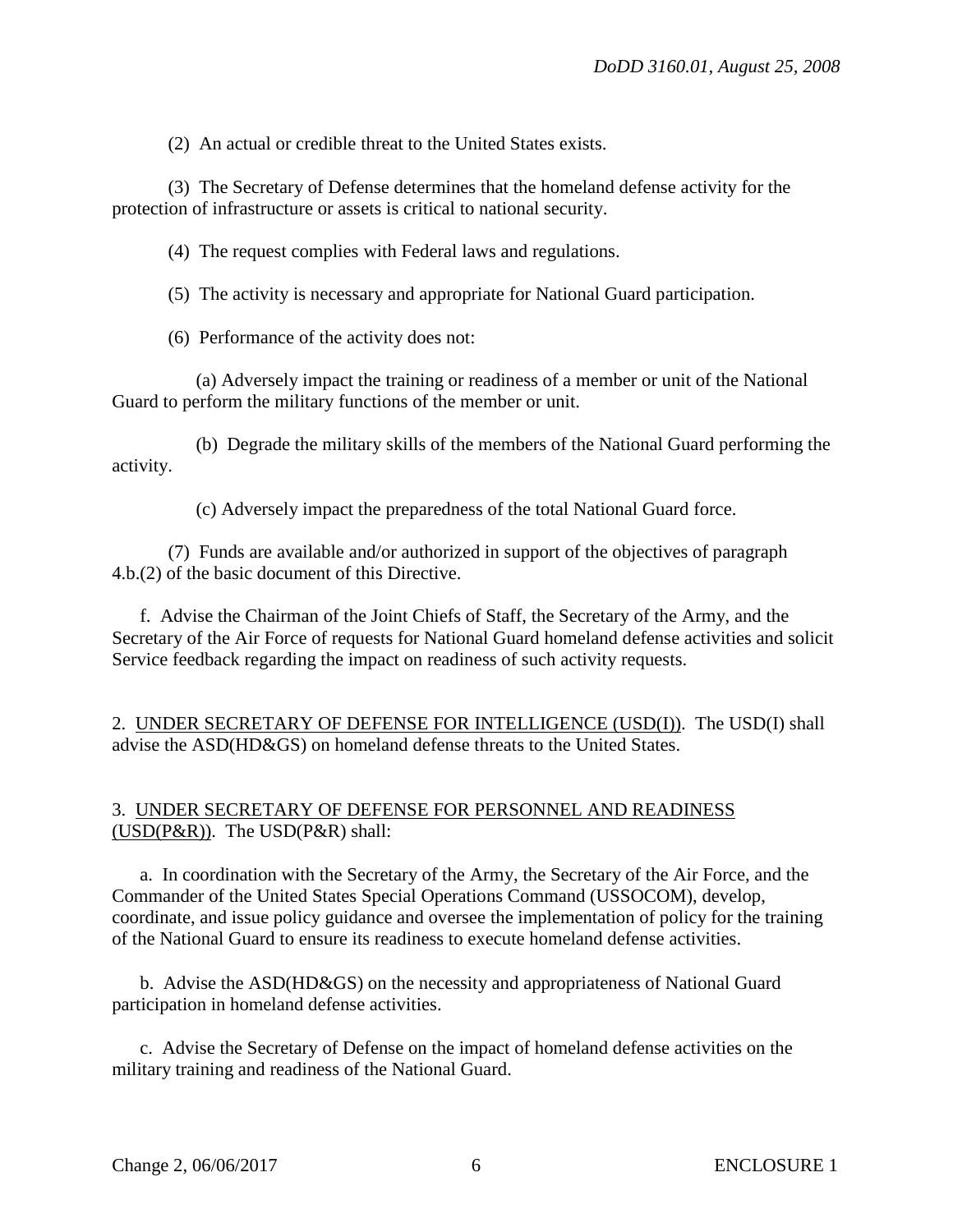(2) An actual or credible threat to the United States exists.

(3) The Secretary of Defense determines that the homeland defense activity for the protection of infrastructure or assets is critical to national security.

(4) The request complies with Federal laws and regulations.

(5) The activity is necessary and appropriate for National Guard participation.

(6) Performance of the activity does not:

(a) Adversely impact the training or readiness of a member or unit of the National Guard to perform the military functions of the member or unit.

(b) Degrade the military skills of the members of the National Guard performing the activity.

(c) Adversely impact the preparedness of the total National Guard force.

(7) Funds are available and/or authorized in support of the objectives of paragraph 4.b.(2) of the basic document of this Directive.

f. Advise the Chairman of the Joint Chiefs of Staff, the Secretary of the Army, and the Secretary of the Air Force of requests for National Guard homeland defense activities and solicit Service feedback regarding the impact on readiness of such activity requests.

2. UNDER SECRETARY OF DEFENSE FOR INTELLIGENCE (USD(I)). The USD(I) shall advise the ASD(HD&GS) on homeland defense threats to the United States.

3. UNDER SECRETARY OF DEFENSE FOR PERSONNEL AND READINESS (USD(P&R)). The USD(P&R) shall:

a. In coordination with the Secretary of the Army, the Secretary of the Air Force, and the Commander of the United States Special Operations Command (USSOCOM), develop, coordinate, and issue policy guidance and oversee the implementation of policy for the training of the National Guard to ensure its readiness to execute homeland defense activities.

b. Advise the ASD(HD&GS) on the necessity and appropriateness of National Guard participation in homeland defense activities.

c. Advise the Secretary of Defense on the impact of homeland defense activities on the military training and readiness of the National Guard.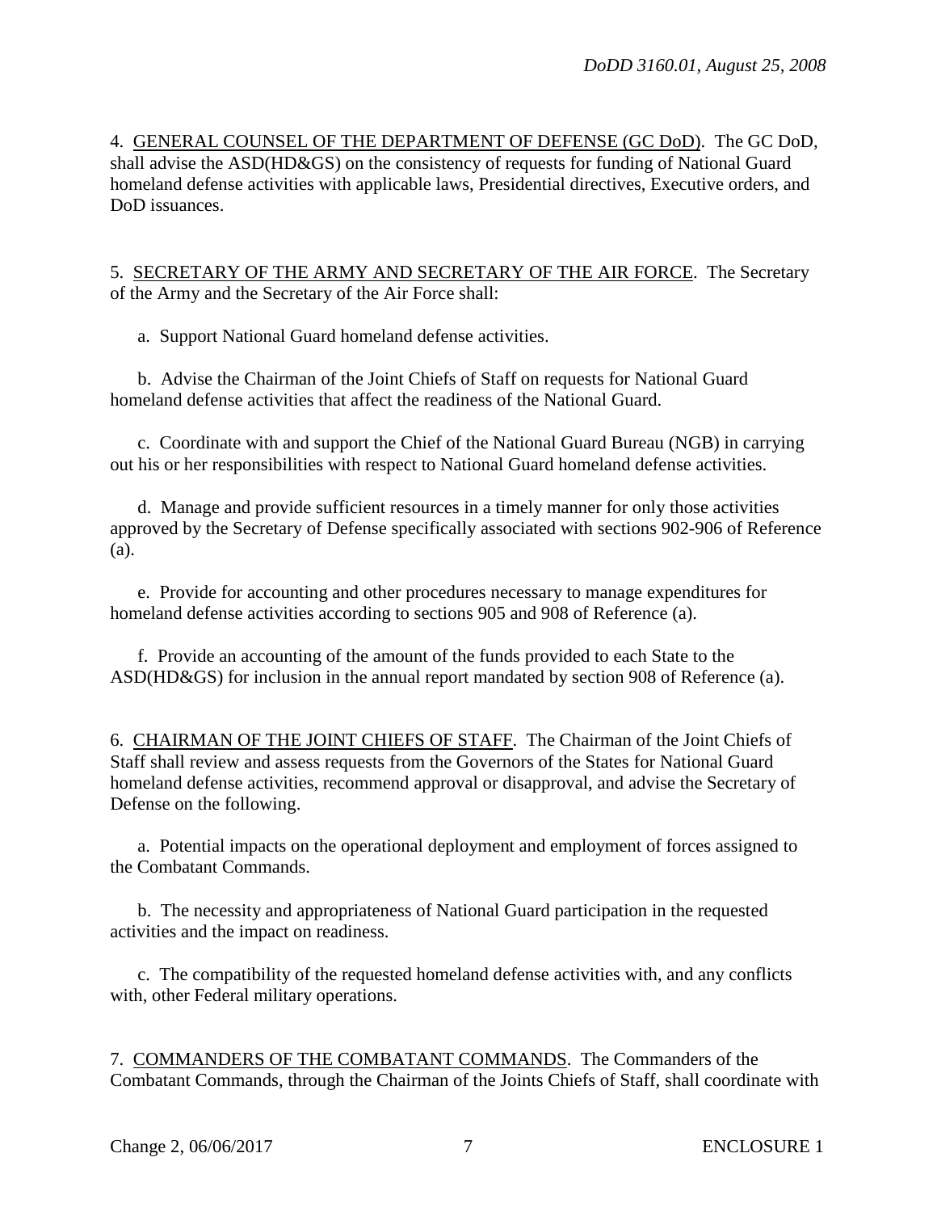4. GENERAL COUNSEL OF THE DEPARTMENT OF DEFENSE (GC DoD). The GC DoD, shall advise the ASD(HD&GS) on the consistency of requests for funding of National Guard homeland defense activities with applicable laws, Presidential directives, Executive orders, and DoD issuances.

5. SECRETARY OF THE ARMY AND SECRETARY OF THE AIR FORCE. The Secretary of the Army and the Secretary of the Air Force shall:

a. Support National Guard homeland defense activities.

b. Advise the Chairman of the Joint Chiefs of Staff on requests for National Guard homeland defense activities that affect the readiness of the National Guard.

c. Coordinate with and support the Chief of the National Guard Bureau (NGB) in carrying out his or her responsibilities with respect to National Guard homeland defense activities.

d. Manage and provide sufficient resources in a timely manner for only those activities approved by the Secretary of Defense specifically associated with sections 902-906 of Reference (a).

e. Provide for accounting and other procedures necessary to manage expenditures for homeland defense activities according to sections 905 and 908 of Reference (a).

f. Provide an accounting of the amount of the funds provided to each State to the ASD(HD&GS) for inclusion in the annual report mandated by section 908 of Reference (a).

6. CHAIRMAN OF THE JOINT CHIEFS OF STAFF. The Chairman of the Joint Chiefs of Staff shall review and assess requests from the Governors of the States for National Guard homeland defense activities, recommend approval or disapproval, and advise the Secretary of Defense on the following.

a. Potential impacts on the operational deployment and employment of forces assigned to the Combatant Commands.

b. The necessity and appropriateness of National Guard participation in the requested activities and the impact on readiness.

c. The compatibility of the requested homeland defense activities with, and any conflicts with, other Federal military operations.

7. COMMANDERS OF THE COMBATANT COMMANDS. The Commanders of the Combatant Commands, through the Chairman of the Joints Chiefs of Staff, shall coordinate with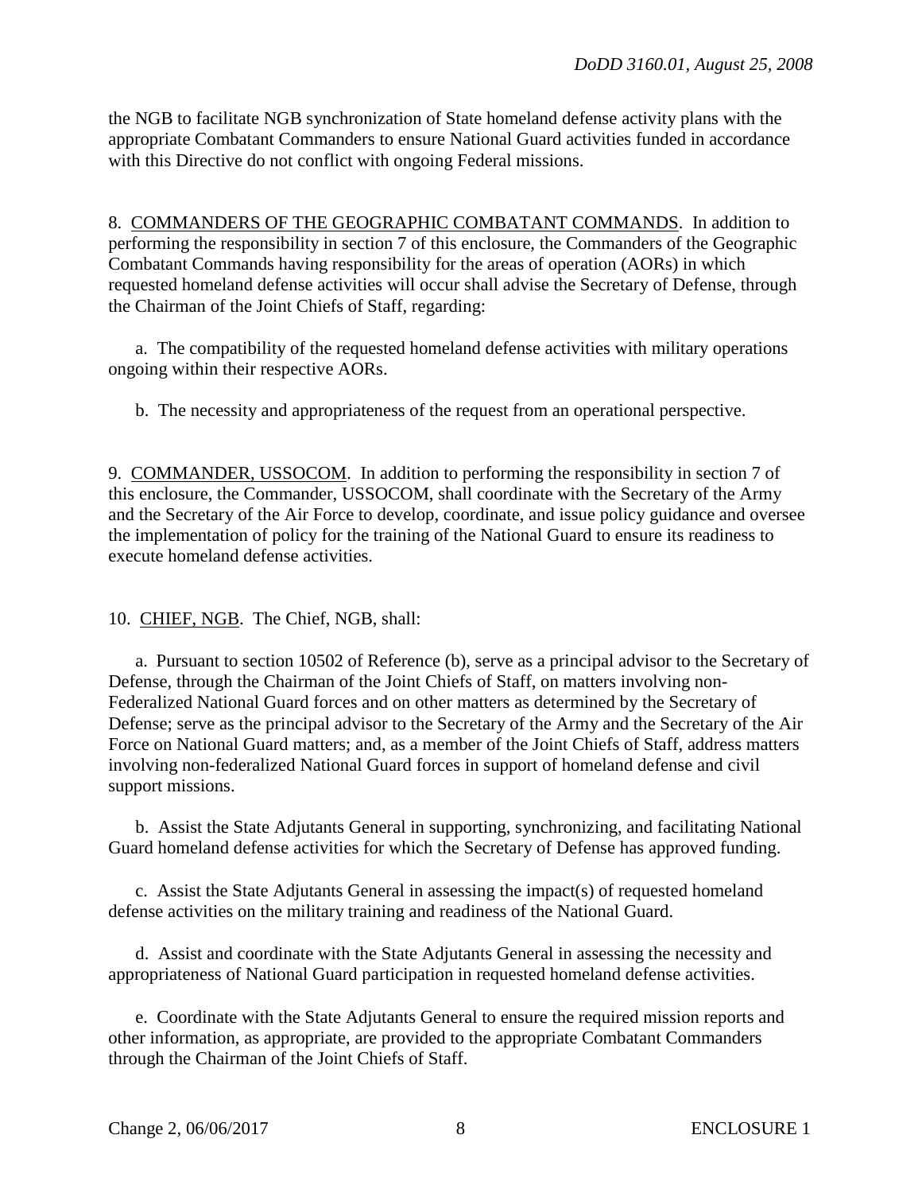the NGB to facilitate NGB synchronization of State homeland defense activity plans with the appropriate Combatant Commanders to ensure National Guard activities funded in accordance with this Directive do not conflict with ongoing Federal missions.

8. COMMANDERS OF THE GEOGRAPHIC COMBATANT COMMANDS. In addition to performing the responsibility in section 7 of this enclosure, the Commanders of the Geographic Combatant Commands having responsibility for the areas of operation (AORs) in which requested homeland defense activities will occur shall advise the Secretary of Defense, through the Chairman of the Joint Chiefs of Staff, regarding:

a. The compatibility of the requested homeland defense activities with military operations ongoing within their respective AORs.

b. The necessity and appropriateness of the request from an operational perspective.

9. COMMANDER, USSOCOM. In addition to performing the responsibility in section 7 of this enclosure, the Commander, USSOCOM, shall coordinate with the Secretary of the Army and the Secretary of the Air Force to develop, coordinate, and issue policy guidance and oversee the implementation of policy for the training of the National Guard to ensure its readiness to execute homeland defense activities.

10. CHIEF, NGB. The Chief, NGB, shall:

a. Pursuant to section 10502 of Reference (b), serve as a principal advisor to the Secretary of Defense, through the Chairman of the Joint Chiefs of Staff, on matters involving non-Federalized National Guard forces and on other matters as determined by the Secretary of Defense; serve as the principal advisor to the Secretary of the Army and the Secretary of the Air Force on National Guard matters; and, as a member of the Joint Chiefs of Staff, address matters involving non-federalized National Guard forces in support of homeland defense and civil support missions.

b. Assist the State Adjutants General in supporting, synchronizing, and facilitating National Guard homeland defense activities for which the Secretary of Defense has approved funding.

c. Assist the State Adjutants General in assessing the impact(s) of requested homeland defense activities on the military training and readiness of the National Guard.

d. Assist and coordinate with the State Adjutants General in assessing the necessity and appropriateness of National Guard participation in requested homeland defense activities.

e. Coordinate with the State Adjutants General to ensure the required mission reports and other information, as appropriate, are provided to the appropriate Combatant Commanders through the Chairman of the Joint Chiefs of Staff.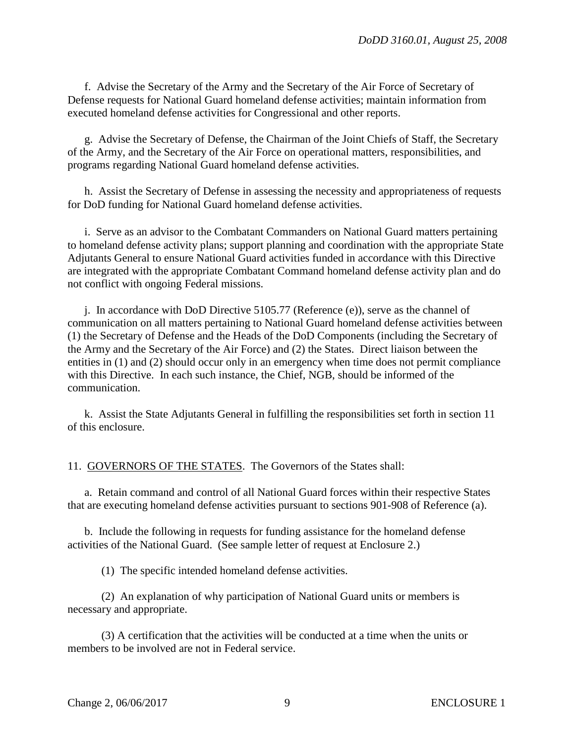f. Advise the Secretary of the Army and the Secretary of the Air Force of Secretary of Defense requests for National Guard homeland defense activities; maintain information from executed homeland defense activities for Congressional and other reports.

g. Advise the Secretary of Defense, the Chairman of the Joint Chiefs of Staff, the Secretary of the Army, and the Secretary of the Air Force on operational matters, responsibilities, and programs regarding National Guard homeland defense activities.

h. Assist the Secretary of Defense in assessing the necessity and appropriateness of requests for DoD funding for National Guard homeland defense activities.

i. Serve as an advisor to the Combatant Commanders on National Guard matters pertaining to homeland defense activity plans; support planning and coordination with the appropriate State Adjutants General to ensure National Guard activities funded in accordance with this Directive are integrated with the appropriate Combatant Command homeland defense activity plan and do not conflict with ongoing Federal missions.

j. In accordance with DoD Directive 5105.77 (Reference (e)), serve as the channel of communication on all matters pertaining to National Guard homeland defense activities between (1) the Secretary of Defense and the Heads of the DoD Components (including the Secretary of the Army and the Secretary of the Air Force) and (2) the States. Direct liaison between the entities in (1) and (2) should occur only in an emergency when time does not permit compliance with this Directive. In each such instance, the Chief, NGB, should be informed of the communication.

k. Assist the State Adjutants General in fulfilling the responsibilities set forth in section 11 of this enclosure.

11. GOVERNORS OF THE STATES. The Governors of the States shall:

a. Retain command and control of all National Guard forces within their respective States that are executing homeland defense activities pursuant to sections 901-908 of Reference (a).

b. Include the following in requests for funding assistance for the homeland defense activities of the National Guard. (See sample letter of request at Enclosure 2.)

(1) The specific intended homeland defense activities.

(2) An explanation of why participation of National Guard units or members is necessary and appropriate.

(3) A certification that the activities will be conducted at a time when the units or members to be involved are not in Federal service.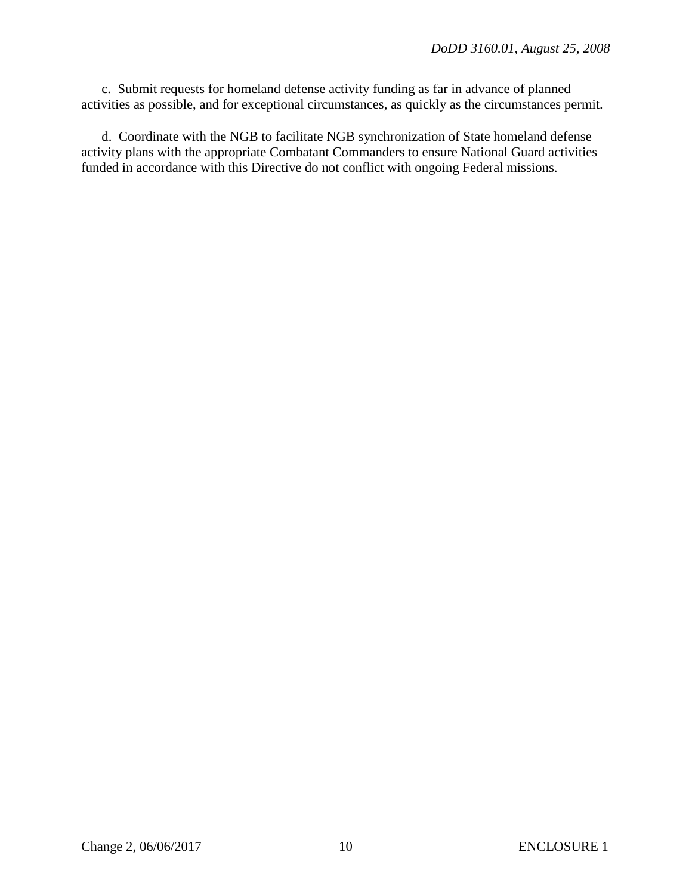c. Submit requests for homeland defense activity funding as far in advance of planned activities as possible, and for exceptional circumstances, as quickly as the circumstances permit.

d. Coordinate with the NGB to facilitate NGB synchronization of State homeland defense activity plans with the appropriate Combatant Commanders to ensure National Guard activities funded in accordance with this Directive do not conflict with ongoing Federal missions.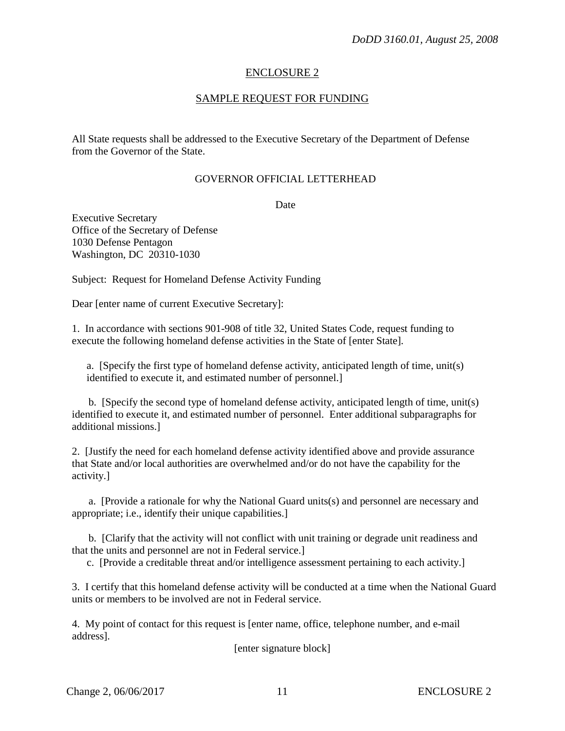## ENCLOSURE 2

## SAMPLE REQUEST FOR FUNDING

All State requests shall be addressed to the Executive Secretary of the Department of Defense from the Governor of the State.

GOVERNOR OFFICIAL LETTERHEAD

Date

Executive Secretary
Office of the Secretary of Defense
1030 Defense Pentagon
Washington, DC 20310-1030

Subject: Request for Homeland Defense Activity Funding

Dear [enter name of current Executive Secretary]:

1. In accordance with sections 901-908 of title 32, United States Code, request funding to execute the following homeland defense activities in the State of [enter State].

   a. [Specify the first type of homeland defense activity, anticipated length of time, unit(s) identified to execute it, and estimated number of personnel.]

   b. [Specify the second type of homeland defense activity, anticipated length of time, unit(s) identified to execute it, and estimated number of personnel. Enter additional subparagraphs for additional missions.]

2. [Justify the need for each homeland defense activity identified above and provide assurance that State and/or local authorities are overwhelmed and/or do not have the capability for the activity.]

   a. [Provide a rationale for why the National Guard units(s) and personnel are necessary and appropriate; i.e., identify their unique capabilities.]

   b. [Clarify that the activity will not conflict with unit training or degrade unit readiness and that the units and personnel are not in Federal service.]

   c. [Provide a creditable threat and/or intelligence assessment pertaining to each activity.]

3. I certify that this homeland defense activity will be conducted at a time when the National Guard units or members to be involved are not in Federal service.

4. My point of contact for this request is [enter name, office, telephone number, and e-mail address].

[enter signature block]